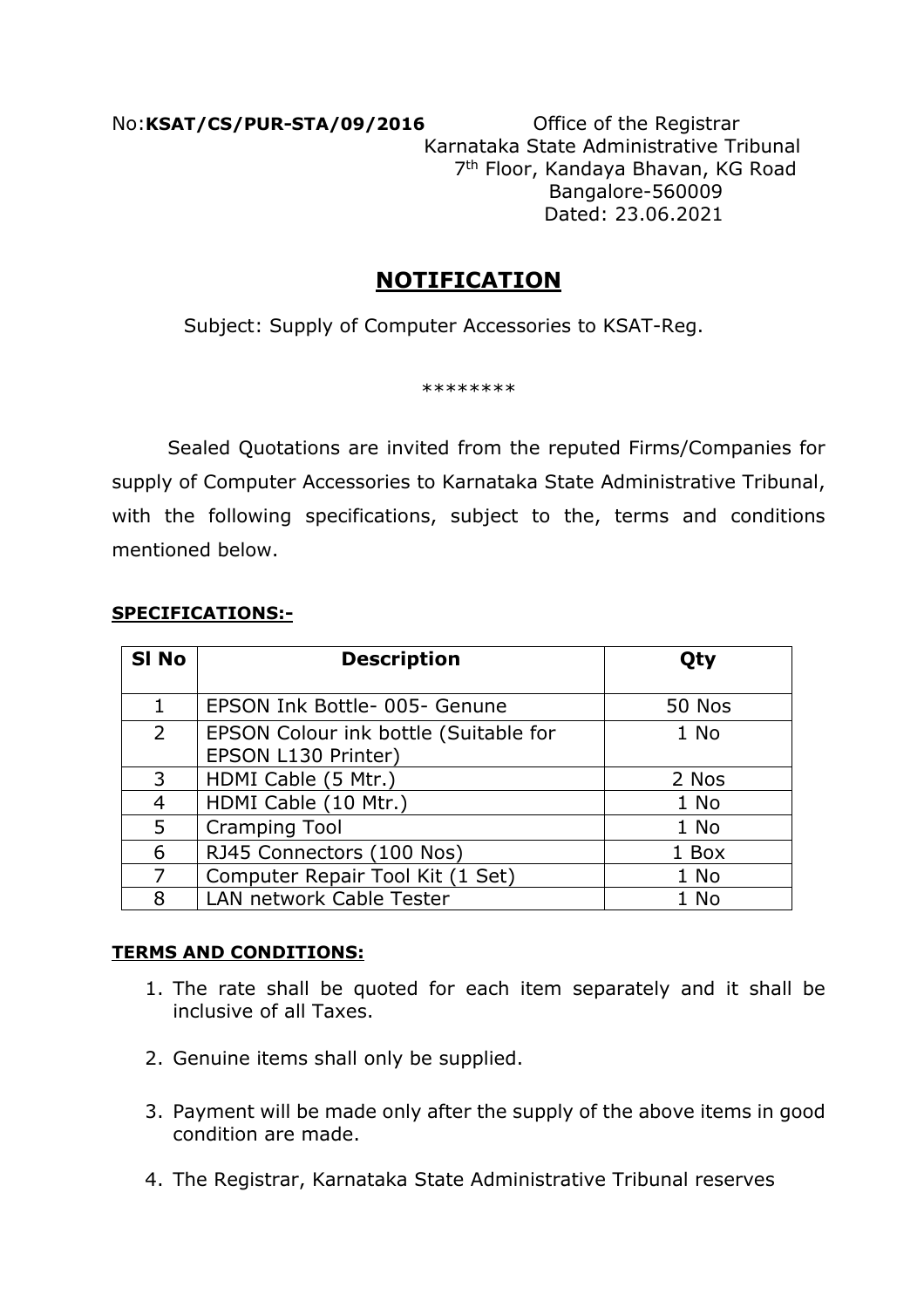No:**KSAT/CS/PUR-STA/09/2016**

Office of the Registrar
Karnataka State Administrative Tribunal
7th Floor, Kandaya Bhavan, KG Road
Bangalore-560009
Dated: 23.06.2021

# NOTIFICATION

Subject: Supply of Computer Accessories to KSAT-Reg.

********

Sealed Quotations are invited from the reputed Firms/Companies for supply of Computer Accessories to Karnataka State Administrative Tribunal, with the following specifications, subject to the, terms and conditions mentioned below.

**SPECIFICATIONS:-**

| Sl No | Description | Qty |
|---|---|---|
| 1 | EPSON Ink Bottle- 005- Genune | 50 Nos |
| 2 | EPSON Colour ink bottle (Suitable for EPSON L130 Printer) | 1 No |
| 3 | HDMI Cable (5 Mtr.) | 2 Nos |
| 4 | HDMI Cable (10 Mtr.) | 1 No |
| 5 | Cramping Tool | 1 No |
| 6 | RJ45 Connectors (100 Nos) | 1 Box |
| 7 | Computer Repair Tool Kit (1 Set) | 1 No |
| 8 | LAN network Cable Tester | 1 No |

**TERMS AND CONDITIONS:**

1. The rate shall be quoted for each item separately and it shall be inclusive of all Taxes.

2. Genuine items shall only be supplied.

3. Payment will be made only after the supply of the above items in good condition are made.

4. The Registrar, Karnataka State Administrative Tribunal reserves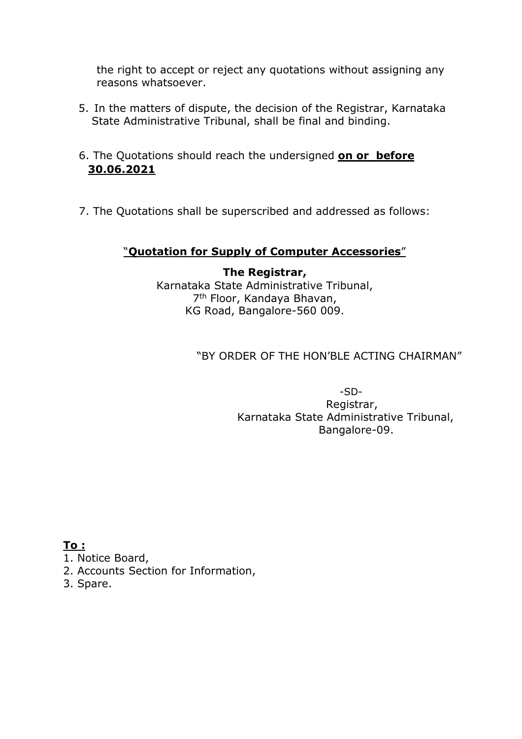the right to accept or reject any quotations without assigning any reasons whatsoever.

5. In the matters of dispute, the decision of the Registrar, Karnataka State Administrative Tribunal, shall be final and binding.

6. The Quotations should reach the undersigned **on or before 30.06.2021**

7. The Quotations shall be superscribed and addressed as follows:

"**Quotation for Supply of Computer Accessories**"

**The Registrar,**
Karnataka State Administrative Tribunal,
7th Floor, Kandaya Bhavan,
KG Road, Bangalore-560 009.

"BY ORDER OF THE HON'BLE ACTING CHAIRMAN"

-SD-
Registrar,
Karnataka State Administrative Tribunal,
Bangalore-09.

**To :**

1. Notice Board,
2. Accounts Section for Information,
3. Spare.